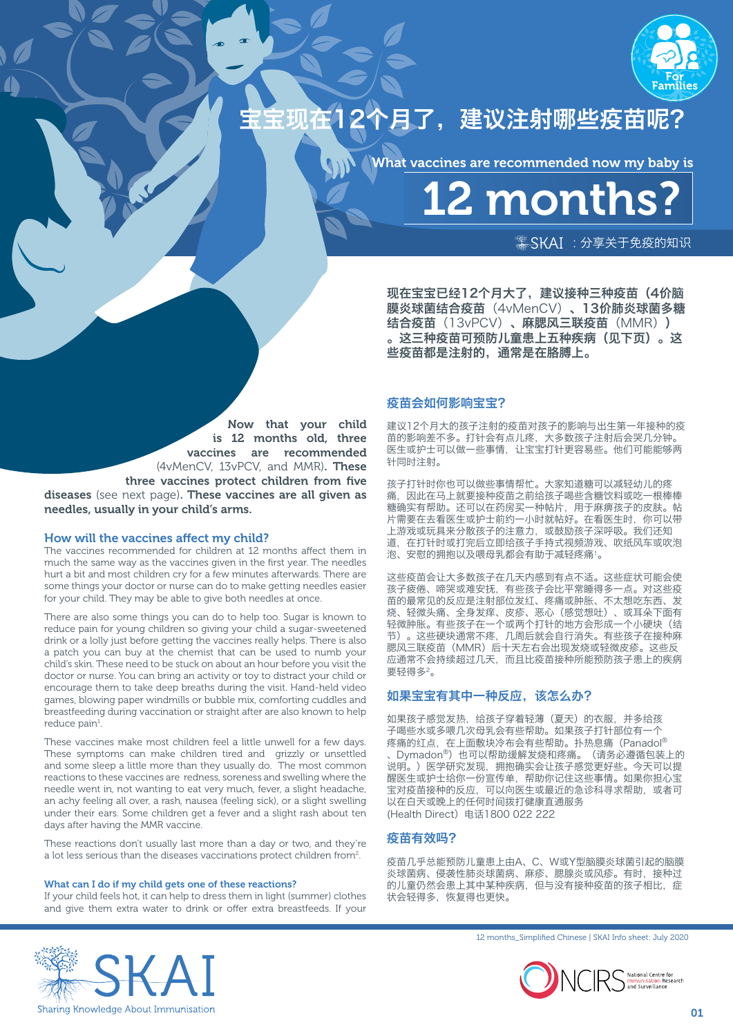# 宝宝现在12个月了，建议注射哪些疫苗呢？

## What vaccines are recommended now my baby is 12 months?

SKAI：分享关于免疫的知识

**现在宝宝已经12个月大了，建议接种三种疫苗（4价脑膜炎球菌结合疫苗（4vMenCV）、13价肺炎球菌多糖结合疫苗（13vPCV）、麻腮风三联疫苗（MMR））。这三种疫苗可预防儿童患上五种疾病（见下页）。这些疫苗都是注射的，通常是在胳膊上。**

### 疫苗会如何影响宝宝？

建议12个月大的孩子注射的疫苗对孩子的影响与出生第一年接种的疫苗的影响差不多。打针会有点儿疼，大多数孩子注射后会哭几分钟。医生或护士可以做一些事情，让宝宝打针更容易些。他们可能能够两针同时注射。

孩子打针时你也可以做些事情帮忙。大家知道糖可以减轻幼儿的疼痛，因此在马上就要接种疫苗之前给孩子喝些含糖饮料或吃一根棒棒糖确实有帮助。还可以在药房买一种帖片，用于麻痹孩子的皮肤。帖片需要在去看医生或护士前约一小时就帖好。在看医生时，你可以带上游戏或玩具来分散孩子的注意力，或鼓励孩子深呼吸。我们还知道，在打针时或打完后立即给孩子手持式视频游戏、吹纸风车或吹泡泡、安慰的拥抱以及喂母乳都会有助于减轻疼痛[1]。

这些疫苗会让大多数孩子在几天内感到有点不适。这些症状可能会使孩子疲倦、啼哭或难安抚，有些孩子会比平常睡得多一点。对这些疫苗的最常见的反应是打针部位发红、疼痛或肿胀、不太想吃东西、发烧、轻微头痛、全身发痒、皮疹、恶心（感觉想吐）、或耳朵下面有轻微肿胀。有些孩子在一个或两个打针的地方会形成一个小硬块（结节）。这些硬块通常不疼，几周后就会自行消失。有些孩子在接种麻腮风三联疫苗（MMR）后十天左右会出现发烧或轻微皮疹。这些反应通常不会持续超过几天，而且比疫苗接种所能预防孩子患上的疾病要轻得多[2]。

### 如果宝宝有其中一种反应，该怎么办？

如果孩子感觉发热，给孩子穿着轻薄（夏天）的衣服，并多给孩子喝些水或多喂几次母乳会有些帮助。如果孩子打针部位有一个疼痛的红点，在上面敷块冷布会有些帮助。扑热息痛（Panadol®、Dymadon®）也可以帮助缓解发烧和疼痛。（请务必遵循包装上的说明。）医学研究发现，拥抱确实会让孩子感觉更好些。今天可以提醒医生或护士给你一份宣传单，帮助你记住这些事情。如果你担心宝宝对疫苗接种的反应，可以向医生或最近的急诊科寻求帮助，或者可以在白天或晚上的任何时间拨打健康直通服务（Health Direct）电话1800 022 222

### 疫苗有效吗？

疫苗几乎总能预防儿童患上由A、C、W或Y型脑膜炎球菌引起的脑膜炎球菌病、侵袭性肺炎球菌病、麻疹、腮腺炎或风疹。有时，接种过的儿童仍然会患上其中某种疾病，但与没有接种疫苗的孩子相比，症状会轻得多，恢复得也更快。

**Now that your child is 12 months old, three vaccines are recommended** (4vMenCV, 13vPCV, and MMR). **These three vaccines protect children from five diseases** (see next page). **These vaccines are all given as needles, usually in your child's arms.**

### How will the vaccines affect my child?

The vaccines recommended for children at 12 months affect them in much the same way as the vaccines given in the first year. The needles hurt a bit and most children cry for a few minutes afterwards. There are some things your doctor or nurse can do to make getting needles easier for your child. They may be able to give both needles at once.

There are also some things you can do to help too. Sugar is known to reduce pain for young children so giving your child a sugar-sweetened drink or a lolly just before getting the vaccines really helps. There is also a patch you can buy at the chemist that can be used to numb your child's skin. These need to be stuck on about an hour before you visit the doctor or nurse. You can bring an activity or toy to distract your child or encourage them to take deep breaths during the visit. Hand-held video games, blowing paper windmills or bubble mix, comforting cuddles and breastfeeding during vaccination or straight after are also known to help reduce pain[1].

These vaccines make most children feel a little unwell for a few days. These symptoms can make children tired and grizzly or unsettled and some sleep a little more than they usually do. The most common reactions to these vaccines are redness, soreness and swelling where the needle went in, not wanting to eat very much, fever, a slight headache, an achy feeling all over, a rash, nausea (feeling sick), or a slight swelling under their ears. Some children get a fever and a slight rash about ten days after having the MMR vaccine.

These reactions don't usually last more than a day or two, and they're a lot less serious than the diseases vaccinations protect children from[2].

### What can I do if my child gets one of these reactions?

If your child feels hot, it can help to dress them in light (summer) clothes and give them extra water to drink or offer extra breastfeeds. If your

12 months_Simplified Chinese | SKAI Info sheet: July 2020

SKAI Sharing Knowledge About Immunisation

NCIRS National Centre for Immunisation Research and Surveillance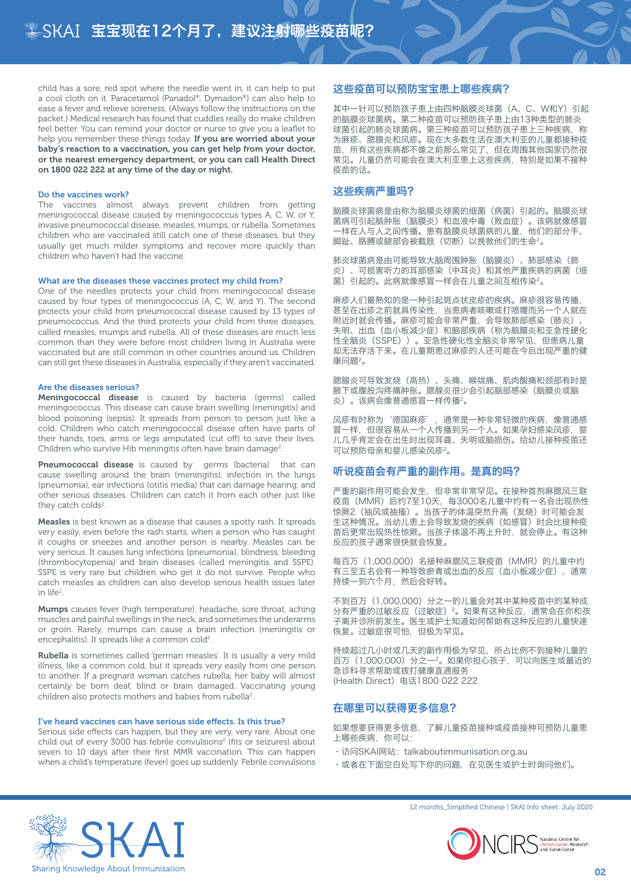child has a sore, red spot where the needle went in, it can help to put a cool cloth on it. Paracetamol (Panadol®, Dymadon®) can also help to ease a fever and relieve soreness. (Always follow the instructions on the packet.) Medical research has found that cuddles really do make children feel better. You can remind your doctor or nurse to give you a leaflet to help you remember these things today. **If you are worried about your baby's reaction to a vaccination, you can get help from your doctor, or the nearest emergency department, or you can call Health Direct on 1800 022 222 at any time of the day or night.**

### Do the vaccines work?

The vaccines almost always prevent children from getting meningococcal disease caused by meningococcus types A, C, W, or Y, invasive pneumococcal disease, measles, mumps, or rubella. Sometimes children who are vaccinated still catch one of these diseases, but they usually get much milder symptoms and recover more quickly than children who haven't had the vaccine.

### What are the diseases these vaccines protect my child from?

One of the needles protects your child from meningococcal disease caused by four types of meningococcus (A, C, W, and Y). The second protects your child from pneumococcal disease caused by 13 types of pneumococcus. And the third protects your child from three diseases, called measles, mumps and rubella. All of these diseases are much less common than they were before most children living in Australia were vaccinated but are still common in other countries around us. Children can still get these diseases in Australia, especially if they aren't vaccinated.

### Are the diseases serious?

**Meningococcal disease** is caused by bacteria (germs) called meningococcus. This disease can cause brain swelling (meningitis) and blood poisoning (sepsis). It spreads from person to person just like a cold. Children who catch meningococcal disease often have parts of their hands, toes, arms or legs amputated (cut off) to save their lives. Children who survive Hib meningitis often have brain damage[2].

**Pneumococcal disease** is caused by germs (bacteria) that can cause swelling around the brain (meningitis), infection in the lungs (pneumonia), ear infections (otitis media) that can damage hearing, and other serious diseases. Children can catch it from each other just like they catch colds[2].

**Measles** is best known as a disease that causes a spotty rash. It spreads very easily, even before the rash starts, when a person who has caught it coughs or sneezes and another person is nearby. Measles can be very serious. It causes lung infections (pneumonia), blindness, bleeding (thrombocytopenia) and brain diseases (called meningitis and SSPE). SSPE is very rare but children who get it do not survive. People who catch measles as children can also develop serious health issues later in life[2].

**Mumps** causes fever (high temperature), headache, sore throat, aching muscles and painful swellings in the neck, and sometimes the underarms or groin. Rarely, mumps can cause a brain infection (meningitis or encephalitis). It spreads like a common cold[2].

**Rubella** is sometimes called 'german measles'. It is usually a very mild illness, like a common cold, but it spreads very easily from one person to another. If a pregnant woman catches rubella, her baby will almost certainly be born deaf, blind or brain damaged. Vaccinating young children also protects mothers and babies from rubella[2].

### I've heard vaccines can have serious side effects. Is this true?

Serious side effects can happen, but they are very, very rare. About one child out of every 3000 has febrile convulsions[2] (fits or seizures) about seven to 10 days after their first MMR vaccination. This can happen when a child's temperature (fever) goes up suddenly. Febrile convulsions

### 这些疫苗可以预防宝宝患上哪些疾病?

其中一针可以预防孩子患上由四种脑膜炎球菌（A、C、W和Y）引起的脑膜炎球菌病。第二种疫苗可以预防孩子患上由13种类型的肺炎球菌引起的肺炎球菌病。第三种疫苗可以预防孩子患上三种疾病，称为麻疹、腮腺炎和风疹。现在大多数生活在澳大利亚的儿童都接种疫苗，所有这些疾病都不像之前那么常见了，但在周围其他国家仍然很常见。儿童仍然可能会在澳大利亚患上这些疾病，特别是如果不接种疫苗的话。

### 这些疾病严重吗?

脑膜炎球菌病是由称为脑膜炎球菌的细菌（病菌）引起的。脑膜炎球菌病可引起脑肿胀（脑膜炎）和血液中毒（败血症）。该病就像感冒一样在人与人之间传播。患有脑膜炎球菌病的儿童，他们的部分手、脚趾、胳膊或腿部会被截肢（切断）以挽救他们的生命[2]。

肺炎球菌病是由可能导致大脑周围肿胀（脑膜炎）、肺部感染（肺炎）、可损害听力的耳部感染（中耳炎）和其他严重疾病的病菌（细菌）引起的。此病就像感冒一样会在儿童之间互相传染[2]。

麻疹人们最熟知的是一种引起斑点状皮疹的疾病。麻疹很容易传播，甚至在出疹之前就具传染性，当患病者咳嗽或打喷嚏而另一个人就在附近时就会传播。麻疹可能会非常严重，会导致肺部感染（肺炎）、失明、出血（血小板减少症）和脑部疾病（称为脑膜炎和亚急性硬化性全脑炎（SSPE））。亚急性硬化性全脑炎非常罕见，但患病儿童却无法存活下来。在儿童期患过麻疹的人还可能在今后出现严重的健康问题[2]。

腮腺炎可导致发烧（高热）、头痛、喉咙痛、肌肉酸痛和颈部有时是腋下或腹股沟疼痛肿胀。腮腺炎很少会引起脑部感染（脑膜炎或脑炎）。该病会像普通感冒一样传播[2]。

风疹有时称为'德国麻疹'，通常是一种非常轻微的疾病，像普通感冒一样，但很容易从一个人传播到另一个人。如果孕妇感染风疹，婴儿几乎肯定会在出生时出现耳聋、失明或脑损伤。给幼儿接种疫苗还可以预防母亲和婴儿感染风疹[2]。

### 听说疫苗会有严重的副作用。是真的吗?

严重的副作用可能会发生，但非常非常罕见。在接种首剂麻腮风三联疫苗（MMR）后约7至10天，每3000名儿童中约有一名会出现热性惊厥2（抽风或抽搐）。当孩子的体温突然升高（发烧）时可能会发生这种情况。当幼儿患上会导致发烧的疾病（如感冒）时会比接种疫苗后更常出现热性惊厥。当孩子体温不再上升时，就会停止。有这种反应的孩子通常很快就会恢复。

每百万（1,000,000）名接种麻腮风三联疫苗（MMR）的儿童中约有三至五名会有一种导致瘀青或出血的反应（血小板减少症），通常持续一到六个月，然后会好转。

不到百万（1,000,000）分之一的儿童会对其中某种疫苗中的某种成分有严重的过敏反应（过敏症）[2]。如果有这种反应，通常会在你和孩子离开诊所前发生。医生或护士知道如何帮助有这种反应的儿童快速恢复。过敏症很可怕，但极为罕见。

持续超过几小时或几天的副作用极为罕见，所占比例不到接种儿童的百万（1,000,000）分之一[2]。如果你担心孩子，可以向医生或最近的急诊科寻求帮助或拨打健康直通服务
(Health Direct）电话1800 022 222

### 在哪里可以获得更多信息?

如果想要获得更多信息，了解儿童疫苗接种或疫苗接种可预防儿童患上哪些疾病，你可以:

- 访问SKAI网站：talkaboutimmunisation.org.au
- 或者在下面空白处写下你的问题，在见医生或护士时询问他们。

12 months_Simplified Chinese | SKAI Info sheet: July 2020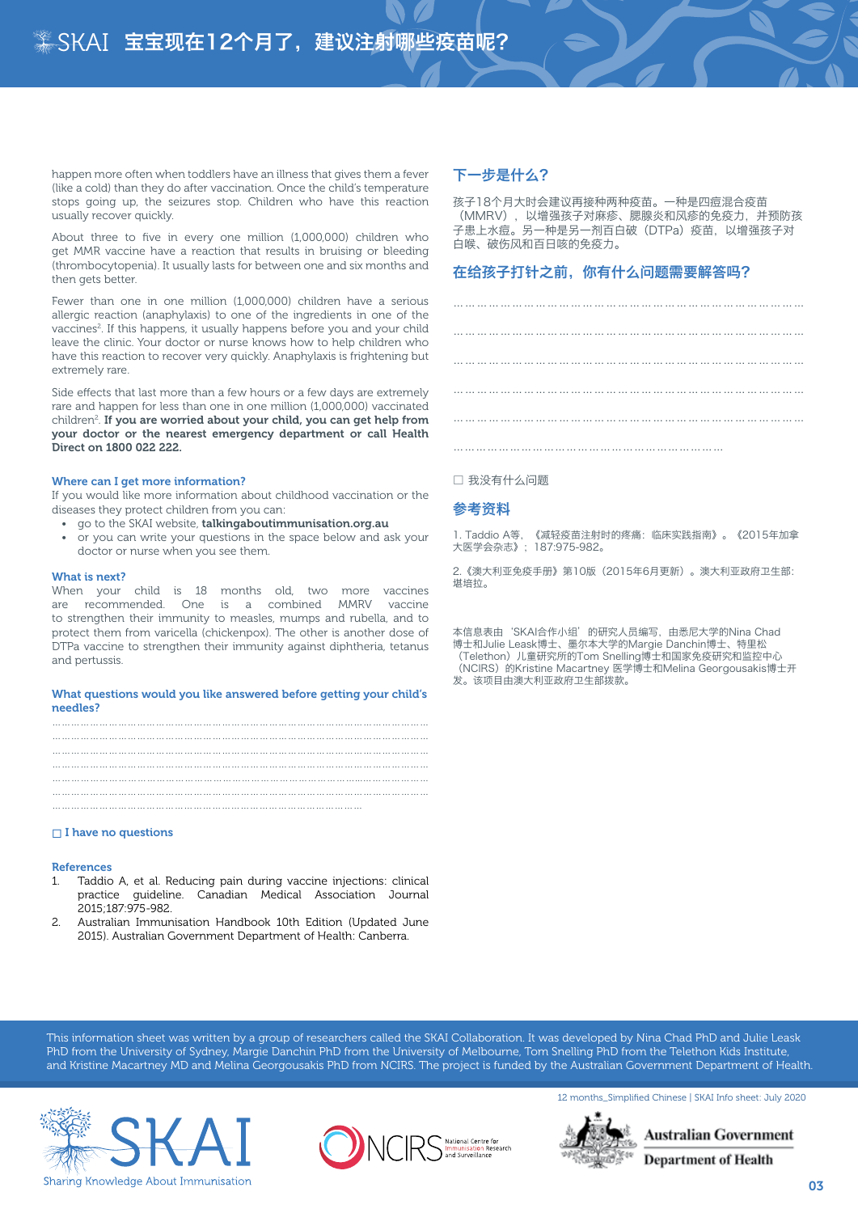# SKAI 宝宝现在12个月了，建议注射哪些疫苗呢？

happen more often when toddlers have an illness that gives them a fever (like a cold) than they do after vaccination. Once the child's temperature stops going up, the seizures stop. Children who have this reaction usually recover quickly.

About three to five in every one million (1,000,000) children who get MMR vaccine have a reaction that results in bruising or bleeding (thrombocytopenia). It usually lasts for between one and six months and then gets better.

Fewer than one in one million (1,000,000) children have a serious allergic reaction (anaphylaxis) to one of the ingredients in one of the vaccines[2]. If this happens, it usually happens before you and your child leave the clinic. Your doctor or nurse knows how to help children who have this reaction to recover very quickly. Anaphylaxis is frightening but extremely rare.

Side effects that last more than a few hours or a few days are extremely rare and happen for less than one in one million (1,000,000) vaccinated children[2]. **If you are worried about your child, you can get help from your doctor or the nearest emergency department or call Health Direct on 1800 022 222.**

### Where can I get more information?

If you would like more information about childhood vaccination or the diseases they protect children from you can:

- go to the SKAI website, **talkingaboutimmunisation.org.au**
- or you can write your questions in the space below and ask your doctor or nurse when you see them.

### What is next?

When your child is 18 months old, two more vaccines are recommended. One is a combined MMRV vaccine to strengthen their immunity to measles, mumps and rubella, and to protect them from varicella (chickenpox). The other is another dose of DTPa vaccine to strengthen their immunity against diphtheria, tetanus and pertussis.

### What questions would you like answered before getting your child's needles?

……………………………………………………………………………………………

……………………………………………………………………………………………

……………………………………………………………………………………………

……………………………………………………………………………………………

……………………………………………………………………………………………

……………………………………………………………………………………………

………………………………………………………………………………

☐ **I have no questions**

### References

1. Taddio A, et al. Reducing pain during vaccine injections: clinical practice guideline. Canadian Medical Association Journal 2015;187:975-982.
2. Australian Immunisation Handbook 10th Edition (Updated June 2015). Australian Government Department of Health: Canberra.

### 下一步是什么？

孩子18个月大时会建议再接种两种疫苗。一种是四痘混合疫苗（MMRV），以增强孩子对麻疹、腮腺炎和风疹的免疫力，并预防孩子患上水痘。另一种是另一剂百白破（DTPa）疫苗，以增强孩子对白喉、破伤风和百日咳的免疫力。

### 在给孩子打针之前，你有什么问题需要解答吗？

……………………………………………………………………………………

……………………………………………………………………………………

……………………………………………………………………………………

……………………………………………………………………………………

……………………………………………………………………………………

…………………………………………………………………

☐ 我没有什么问题

### 参考资料

1. Taddio A等，《减轻疫苗注射时的疼痛：临床实践指南》。《2015年加拿大医学会杂志》；187:975-982。

2.《澳大利亚免疫手册》第10版（2015年6月更新）。澳大利亚政府卫生部：堪培拉。

本信息表由‘SKAI合作小组’的研究人员编写，由悉尼大学的Nina Chad博士和Julie Leask博士、墨尔本大学的Margie Danchin博士、特里松（Telethon）儿童研究所的Tom Snelling博士和国家免疫研究和监控中心（NCIRS）的Kristine Macartney 医学博士和Melina Georgousakis博士开发。该项目由澳大利亚政府卫生部拨款。

This information sheet was written by a group of researchers called the SKAI Collaboration. It was developed by Nina Chad PhD and Julie Leask PhD from the University of Sydney, Margie Danchin PhD from the University of Melbourne, Tom Snelling PhD from the Telethon Kids Institute, and Kristine Macartney MD and Melina Georgousakis PhD from NCIRS. The project is funded by the Australian Government Department of Health.

SKAI Sharing Knowledge About Immunisation

NCIRS National Centre for Immunisation Research and Surveillance

Australian Government Department of Health

12 months_Simplified Chinese | SKAI Info sheet: July 2020